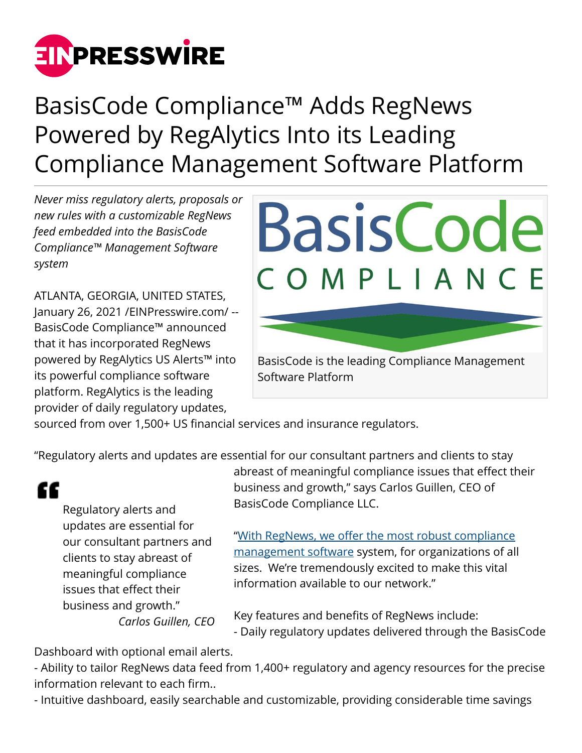# BasisCode Compliance™ Adds RegNews Powered by RegAlytics Into its Leading Compliance Management Software Platform

*Never miss regulatory alerts, proposals or new rules with a customizable RegNews feed embedded into the BasisCode Compliance™ Management Software system*

BasisCode is the leading Compliance Management Software Platform

ATLANTA, GEORGIA, UNITED STATES, January 26, 2021 /EINPresswire.com/ -- BasisCode Compliance™ announced that it has incorporated RegNews powered by RegAlytics US Alerts™ into its powerful compliance software platform. RegAlytics is the leading provider of daily regulatory updates, sourced from over 1,500+ US financial services and insurance regulators.

> Regulatory alerts and updates are essential for our consultant partners and clients to stay abreast of meaningful compliance issues that effect their business and growth."
>
> *Carlos Guillen, CEO*

"Regulatory alerts and updates are essential for our consultant partners and clients to stay abreast of meaningful compliance issues that effect their business and growth," says Carlos Guillen, CEO of BasisCode Compliance LLC.

"With RegNews, we offer the most robust compliance management software system, for organizations of all sizes. We're tremendously excited to make this vital information available to our network."

Key features and benefits of RegNews include:
- Daily regulatory updates delivered through the BasisCode Dashboard with optional email alerts.
- Ability to tailor RegNews data feed from 1,400+ regulatory and agency resources for the precise information relevant to each firm..
- Intuitive dashboard, easily searchable and customizable, providing considerable time savings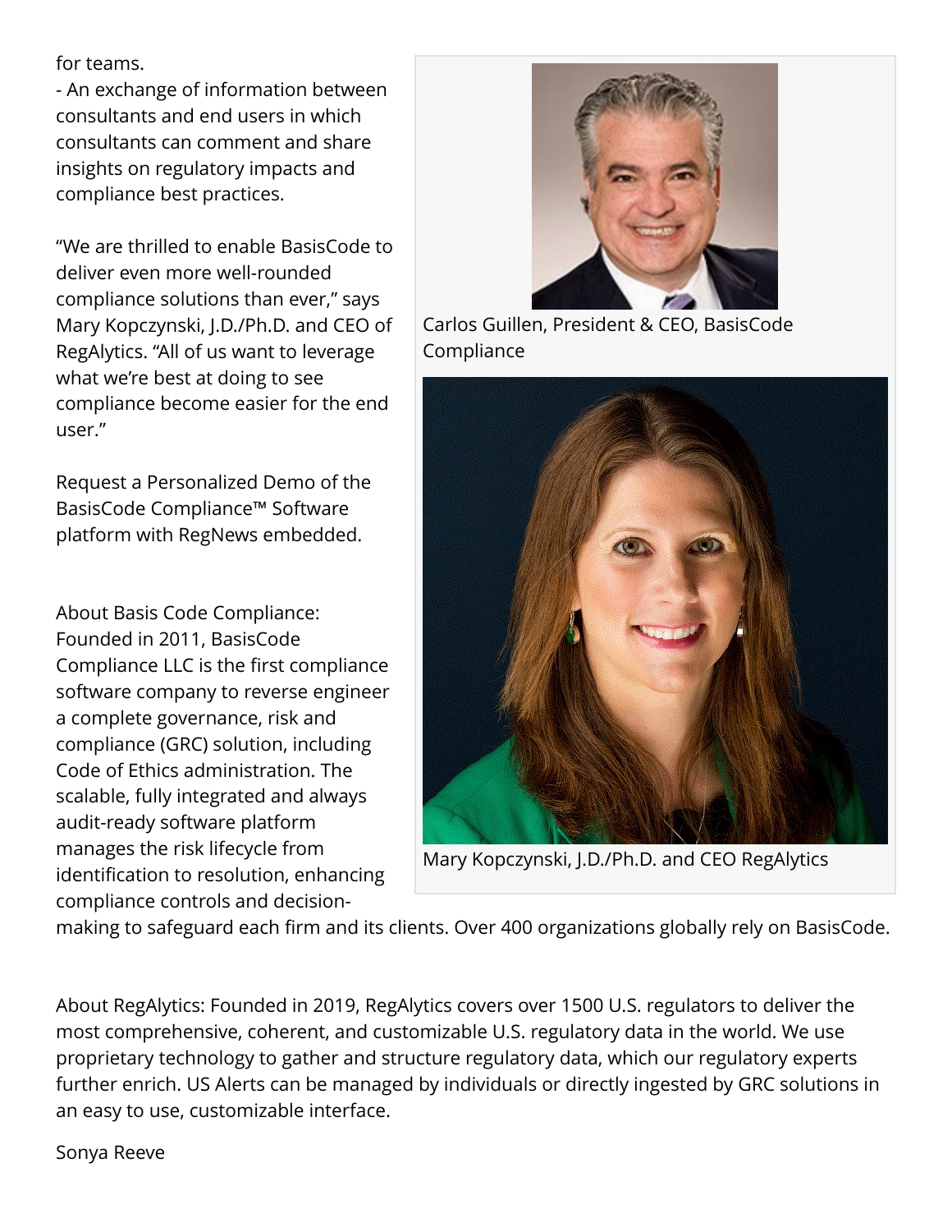for teams.

- An exchange of information between consultants and end users in which consultants can comment and share insights on regulatory impacts and compliance best practices.

“We are thrilled to enable BasisCode to deliver even more well-rounded compliance solutions than ever,” says Mary Kopczynski, J.D./Ph.D. and CEO of RegAlytics. “All of us want to leverage what we’re best at doing to see compliance become easier for the end user.”

Request a Personalized Demo of the BasisCode Compliance™ Software platform with RegNews embedded.

Carlos Guillen, President & CEO, BasisCode Compliance

Mary Kopczynski, J.D./Ph.D. and CEO RegAlytics

About Basis Code Compliance: Founded in 2011, BasisCode Compliance LLC is the first compliance software company to reverse engineer a complete governance, risk and compliance (GRC) solution, including Code of Ethics administration. The scalable, fully integrated and always audit-ready software platform manages the risk lifecycle from identification to resolution, enhancing compliance controls and decision-making to safeguard each firm and its clients. Over 400 organizations globally rely on BasisCode.

About RegAlytics: Founded in 2019, RegAlytics covers over 1500 U.S. regulators to deliver the most comprehensive, coherent, and customizable U.S. regulatory data in the world. We use proprietary technology to gather and structure regulatory data, which our regulatory experts further enrich. US Alerts can be managed by individuals or directly ingested by GRC solutions in an easy to use, customizable interface.

Sonya Reeve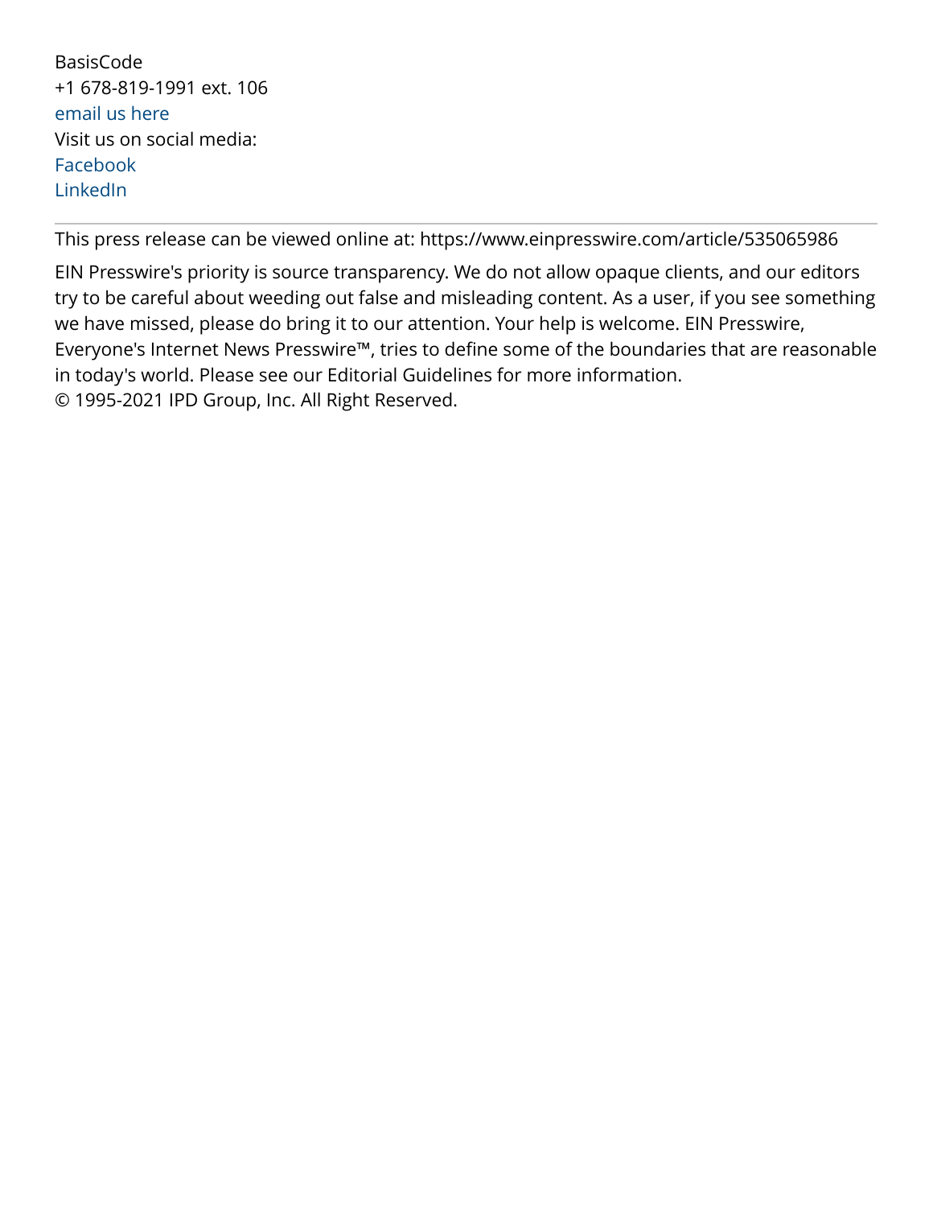BasisCode
+1 678-819-1991 ext. 106
email us here
Visit us on social media:
Facebook
LinkedIn

---

This press release can be viewed online at: https://www.einpresswire.com/article/535065986

EIN Presswire's priority is source transparency. We do not allow opaque clients, and our editors try to be careful about weeding out false and misleading content. As a user, if you see something we have missed, please do bring it to our attention. Your help is welcome. EIN Presswire, Everyone's Internet News Presswire™, tries to define some of the boundaries that are reasonable in today's world. Please see our Editorial Guidelines for more information.
© 1995-2021 IPD Group, Inc. All Right Reserved.